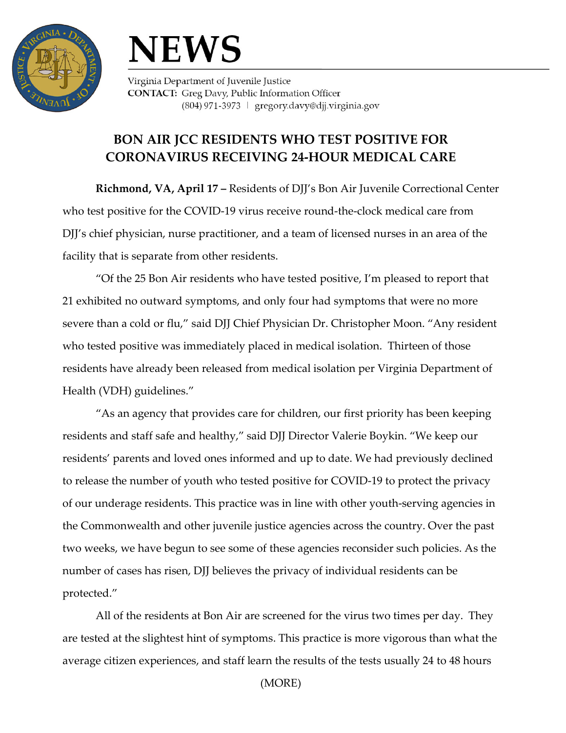# NEWS

Virginia Department of Juvenile Justice
**CONTACT:** Greg Davy, Public Information Officer
(804) 971-3973 | gregory.davy@djj.virginia.gov

## BON AIR JCC RESIDENTS WHO TEST POSITIVE FOR CORONAVIRUS RECEIVING 24-HOUR MEDICAL CARE

**Richmond, VA, April 17 –** Residents of DJJ's Bon Air Juvenile Correctional Center who test positive for the COVID-19 virus receive round-the-clock medical care from DJJ's chief physician, nurse practitioner, and a team of licensed nurses in an area of the facility that is separate from other residents.

"Of the 25 Bon Air residents who have tested positive, I'm pleased to report that 21 exhibited no outward symptoms, and only four had symptoms that were no more severe than a cold or flu," said DJJ Chief Physician Dr. Christopher Moon. "Any resident who tested positive was immediately placed in medical isolation. Thirteen of those residents have already been released from medical isolation per Virginia Department of Health (VDH) guidelines."

"As an agency that provides care for children, our first priority has been keeping residents and staff safe and healthy," said DJJ Director Valerie Boykin. "We keep our residents' parents and loved ones informed and up to date. We had previously declined to release the number of youth who tested positive for COVID-19 to protect the privacy of our underage residents. This practice was in line with other youth-serving agencies in the Commonwealth and other juvenile justice agencies across the country. Over the past two weeks, we have begun to see some of these agencies reconsider such policies. As the number of cases has risen, DJJ believes the privacy of individual residents can be protected."

All of the residents at Bon Air are screened for the virus two times per day. They are tested at the slightest hint of symptoms. This practice is more vigorous than what the average citizen experiences, and staff learn the results of the tests usually 24 to 48 hours

(MORE)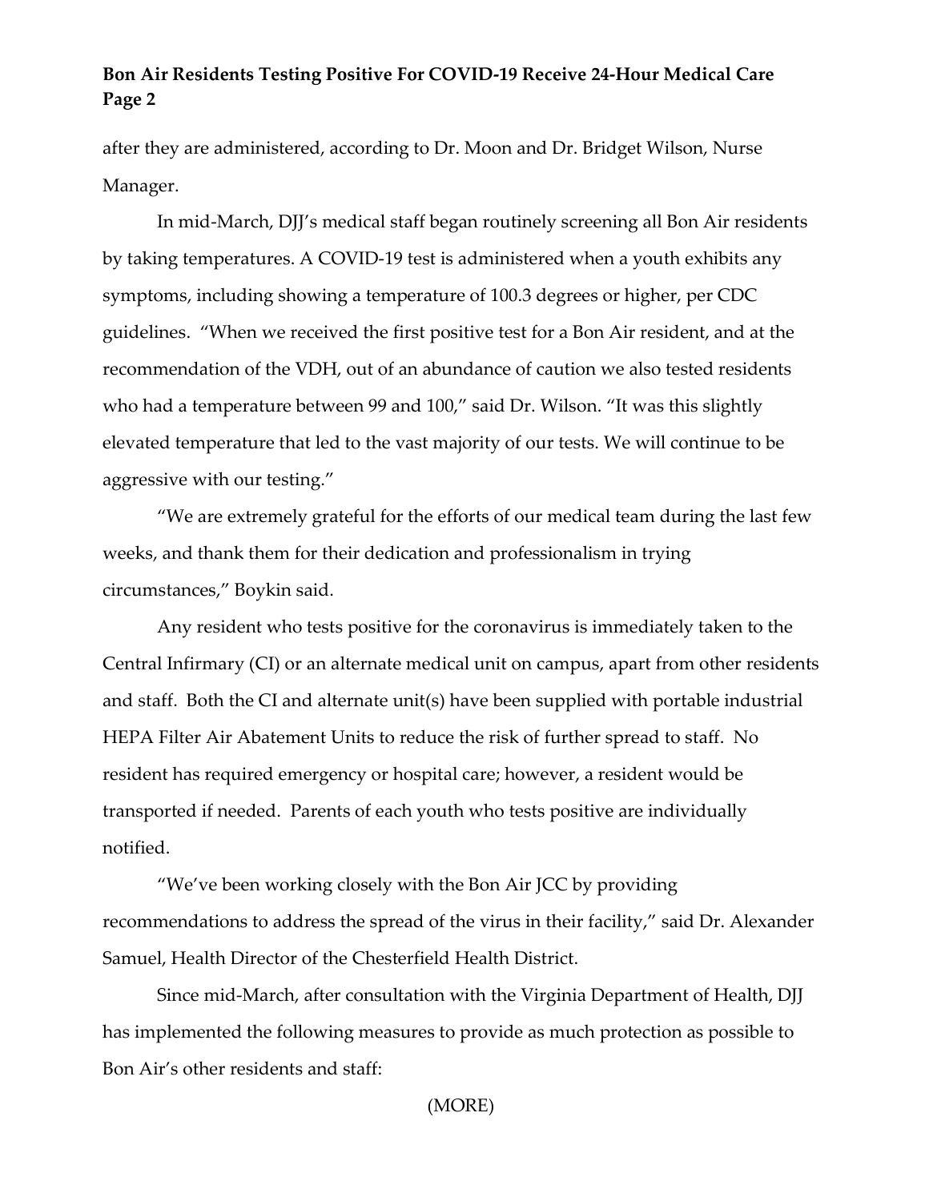after they are administered, according to Dr. Moon and Dr. Bridget Wilson, Nurse Manager.

In mid-March, DJJ's medical staff began routinely screening all Bon Air residents by taking temperatures. A COVID-19 test is administered when a youth exhibits any symptoms, including showing a temperature of 100.3 degrees or higher, per CDC guidelines. "When we received the first positive test for a Bon Air resident, and at the recommendation of the VDH, out of an abundance of caution we also tested residents who had a temperature between 99 and 100," said Dr. Wilson. "It was this slightly elevated temperature that led to the vast majority of our tests. We will continue to be aggressive with our testing."

"We are extremely grateful for the efforts of our medical team during the last few weeks, and thank them for their dedication and professionalism in trying circumstances," Boykin said.

Any resident who tests positive for the coronavirus is immediately taken to the Central Infirmary (CI) or an alternate medical unit on campus, apart from other residents and staff. Both the CI and alternate unit(s) have been supplied with portable industrial HEPA Filter Air Abatement Units to reduce the risk of further spread to staff. No resident has required emergency or hospital care; however, a resident would be transported if needed. Parents of each youth who tests positive are individually notified.

"We've been working closely with the Bon Air JCC by providing recommendations to address the spread of the virus in their facility," said Dr. Alexander Samuel, Health Director of the Chesterfield Health District.

Since mid-March, after consultation with the Virginia Department of Health, DJJ has implemented the following measures to provide as much protection as possible to Bon Air's other residents and staff:

(MORE)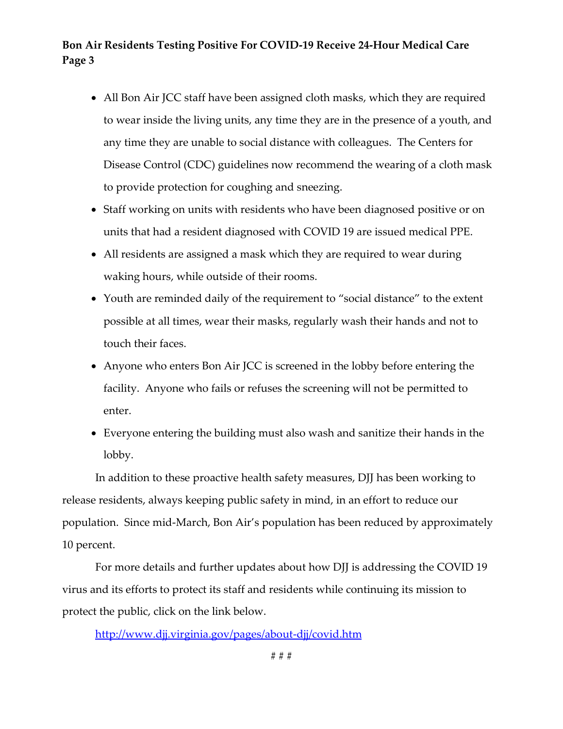- All Bon Air JCC staff have been assigned cloth masks, which they are required to wear inside the living units, any time they are in the presence of a youth, and any time they are unable to social distance with colleagues. The Centers for Disease Control (CDC) guidelines now recommend the wearing of a cloth mask to provide protection for coughing and sneezing.
- Staff working on units with residents who have been diagnosed positive or on units that had a resident diagnosed with COVID 19 are issued medical PPE.
- All residents are assigned a mask which they are required to wear during waking hours, while outside of their rooms.
- Youth are reminded daily of the requirement to "social distance" to the extent possible at all times, wear their masks, regularly wash their hands and not to touch their faces.
- Anyone who enters Bon Air JCC is screened in the lobby before entering the facility. Anyone who fails or refuses the screening will not be permitted to enter.
- Everyone entering the building must also wash and sanitize their hands in the lobby.

In addition to these proactive health safety measures, DJJ has been working to release residents, always keeping public safety in mind, in an effort to reduce our population. Since mid-March, Bon Air's population has been reduced by approximately 10 percent.

For more details and further updates about how DJJ is addressing the COVID 19 virus and its efforts to protect its staff and residents while continuing its mission to protect the public, click on the link below.

http://www.djj.virginia.gov/pages/about-djj/covid.htm

# # #